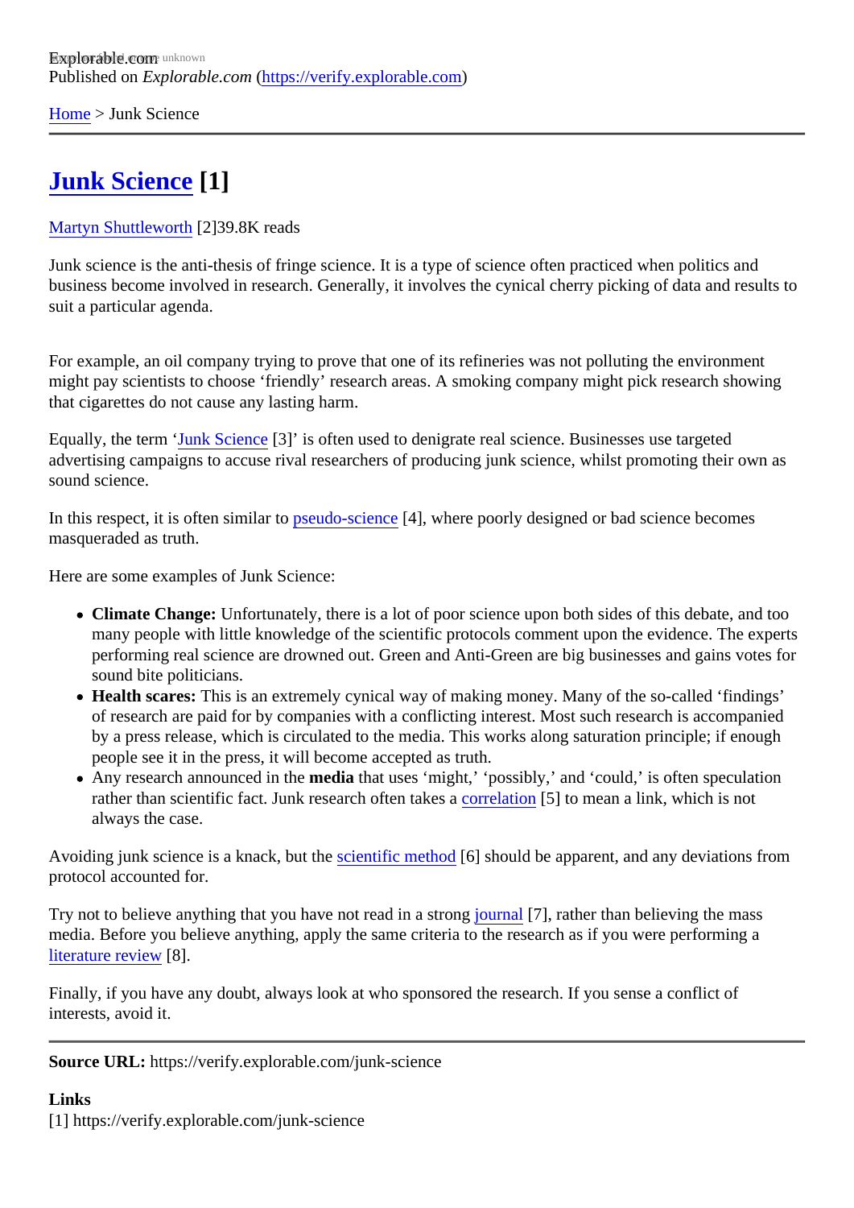Explorable.com
Published on *Explorable.com* (https://verify.explorable.com)

Home > Junk Science

# Junk Science [1]

Martyn Shuttleworth [2]39.8K reads

Junk science is the anti-thesis of fringe science. It is a type of science often practiced when politics and business become involved in research. Generally, it involves the cynical cherry picking of data and results to suit a particular agenda.

For example, an oil company trying to prove that one of its refineries was not polluting the environment might pay scientists to choose 'friendly' research areas. A smoking company might pick research showing that cigarettes do not cause any lasting harm.

Equally, the term 'Junk Science [3]' is often used to denigrate real science. Businesses use targeted advertising campaigns to accuse rival researchers of producing junk science, whilst promoting their own as sound science.

In this respect, it is often similar to pseudo-science [4], where poorly designed or bad science becomes masqueraded as truth.

Here are some examples of Junk Science:

- **Climate Change:** Unfortunately, there is a lot of poor science upon both sides of this debate, and too many people with little knowledge of the scientific protocols comment upon the evidence. The experts performing real science are drowned out. Green and Anti-Green are big businesses and gains votes for sound bite politicians.
- **Health scares:** This is an extremely cynical way of making money. Many of the so-called 'findings' of research are paid for by companies with a conflicting interest. Most such research is accompanied by a press release, which is circulated to the media. This works along saturation principle; if enough people see it in the press, it will become accepted as truth.
- Any research announced in the **media** that uses 'might,' 'possibly,' and 'could,' is often speculation rather than scientific fact. Junk research often takes a correlation [5] to mean a link, which is not always the case.

Avoiding junk science is a knack, but the scientific method [6] should be apparent, and any deviations from protocol accounted for.

Try not to believe anything that you have not read in a strong journal [7], rather than believing the mass media. Before you believe anything, apply the same criteria to the research as if you were performing a literature review [8].

Finally, if you have any doubt, always look at who sponsored the research. If you sense a conflict of interests, avoid it.

---

**Source URL:** https://verify.explorable.com/junk-science

**Links**
[1] https://verify.explorable.com/junk-science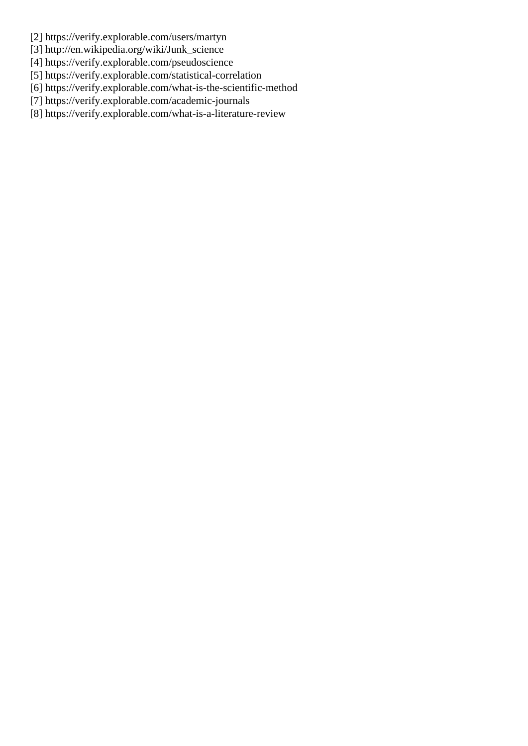[2] https://verify.explorable.com/users/martyn
[3] http://en.wikipedia.org/wiki/Junk_science
[4] https://verify.explorable.com/pseudoscience
[5] https://verify.explorable.com/statistical-correlation
[6] https://verify.explorable.com/what-is-the-scientific-method
[7] https://verify.explorable.com/academic-journals
[8] https://verify.explorable.com/what-is-a-literature-review